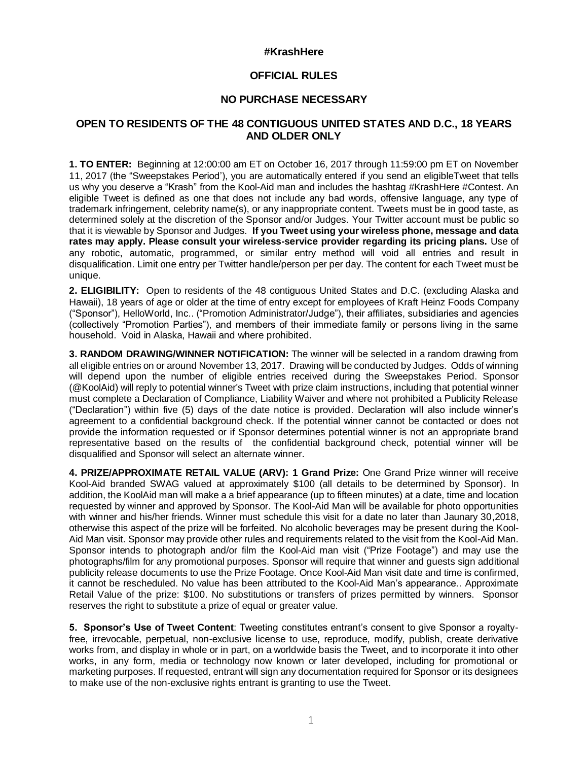# #KrashHere

## OFFICIAL RULES

## NO PURCHASE NECESSARY

## OPEN TO RESIDENTS OF THE 48 CONTIGUOUS UNITED STATES AND D.C., 18 YEARS AND OLDER ONLY

**1. TO ENTER:** Beginning at 12:00:00 am ET on October 16, 2017 through 11:59:00 pm ET on November 11, 2017 (the "Sweepstakes Period'), you are automatically entered if you send an eligibleTweet that tells us why you deserve a "Krash" from the Kool-Aid man and includes the hashtag #KrashHere #Contest. An eligible Tweet is defined as one that does not include any bad words, offensive language, any type of trademark infringement, celebrity name(s), or any inappropriate content. Tweets must be in good taste, as determined solely at the discretion of the Sponsor and/or Judges. Your Twitter account must be public so that it is viewable by Sponsor and Judges. **If you Tweet using your wireless phone, message and data rates may apply. Please consult your wireless-service provider regarding its pricing plans.** Use of any robotic, automatic, programmed, or similar entry method will void all entries and result in disqualification. Limit one entry per Twitter handle/person per per day. The content for each Tweet must be unique.

**2. ELIGIBILITY:** Open to residents of the 48 contiguous United States and D.C. (excluding Alaska and Hawaii), 18 years of age or older at the time of entry except for employees of Kraft Heinz Foods Company ("Sponsor"), HelloWorld, Inc.. ("Promotion Administrator/Judge"), their affiliates, subsidiaries and agencies (collectively "Promotion Parties"), and members of their immediate family or persons living in the same household. Void in Alaska, Hawaii and where prohibited.

**3. RANDOM DRAWING/WINNER NOTIFICATION:** The winner will be selected in a random drawing from all eligible entries on or around November 13, 2017. Drawing will be conducted by Judges. Odds of winning will depend upon the number of eligible entries received during the Sweepstakes Period. Sponsor (@KoolAid) will reply to potential winner's Tweet with prize claim instructions, including that potential winner must complete a Declaration of Compliance, Liability Waiver and where not prohibited a Publicity Release ("Declaration") within five (5) days of the date notice is provided. Declaration will also include winner's agreement to a confidential background check. If the potential winner cannot be contacted or does not provide the information requested or if Sponsor determines potential winner is not an appropriate brand representative based on the results of the confidential background check, potential winner will be disqualified and Sponsor will select an alternate winner.

**4. PRIZE/APPROXIMATE RETAIL VALUE (ARV): 1 Grand Prize:** One Grand Prize winner will receive Kool-Aid branded SWAG valued at approximately $100 (all details to be determined by Sponsor). In addition, the KoolAid man will make a a brief appearance (up to fifteen minutes) at a date, time and location requested by winner and approved by Sponsor. The Kool-Aid Man will be available for photo opportunities with winner and his/her friends. Winner must schedule this visit for a date no later than Jaunary 30,2018, otherwise this aspect of the prize will be forfeited. No alcoholic beverages may be present during the Kool-Aid Man visit. Sponsor may provide other rules and requirements related to the visit from the Kool-Aid Man. Sponsor intends to photograph and/or film the Kool-Aid man visit ("Prize Footage") and may use the photographs/film for any promotional purposes. Sponsor will require that winner and guests sign additional publicity release documents to use the Prize Footage. Once Kool-Aid Man visit date and time is confirmed, it cannot be rescheduled. No value has been attributed to the Kool-Aid Man's appearance.. Approximate Retail Value of the prize: $100. No substitutions or transfers of prizes permitted by winners. Sponsor reserves the right to substitute a prize of equal or greater value.

**5. Sponsor's Use of Tweet Content**: Tweeting constitutes entrant's consent to give Sponsor a royalty-free, irrevocable, perpetual, non-exclusive license to use, reproduce, modify, publish, create derivative works from, and display in whole or in part, on a worldwide basis the Tweet, and to incorporate it into other works, in any form, media or technology now known or later developed, including for promotional or marketing purposes. If requested, entrant will sign any documentation required for Sponsor or its designees to make use of the non-exclusive rights entrant is granting to use the Tweet.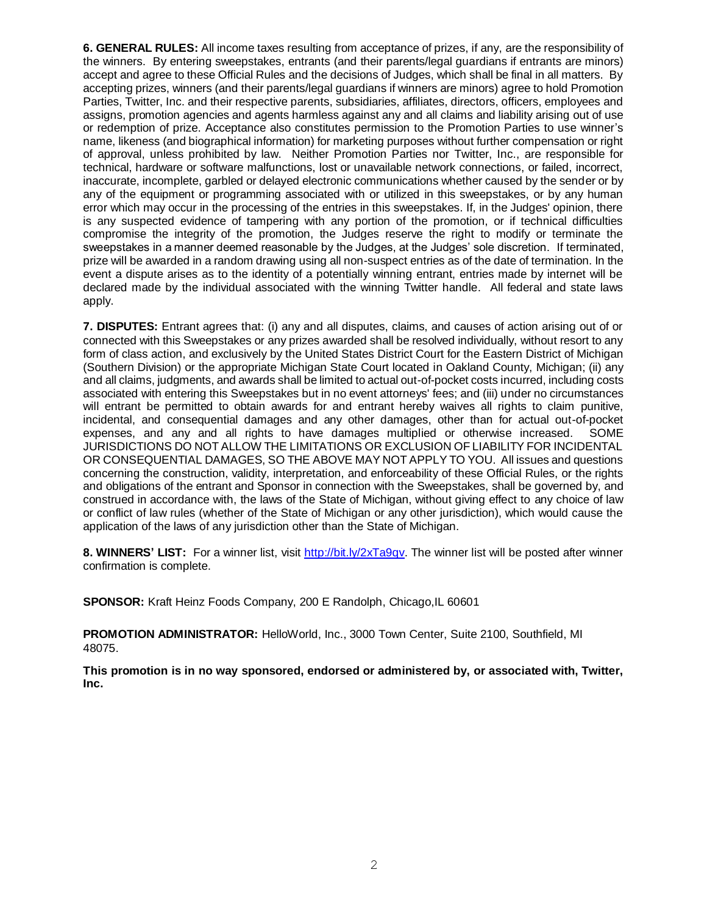**6. GENERAL RULES:** All income taxes resulting from acceptance of prizes, if any, are the responsibility of the winners. By entering sweepstakes, entrants (and their parents/legal guardians if entrants are minors) accept and agree to these Official Rules and the decisions of Judges, which shall be final in all matters. By accepting prizes, winners (and their parents/legal guardians if winners are minors) agree to hold Promotion Parties, Twitter, Inc. and their respective parents, subsidiaries, affiliates, directors, officers, employees and assigns, promotion agencies and agents harmless against any and all claims and liability arising out of use or redemption of prize. Acceptance also constitutes permission to the Promotion Parties to use winner's name, likeness (and biographical information) for marketing purposes without further compensation or right of approval, unless prohibited by law. Neither Promotion Parties nor Twitter, Inc., are responsible for technical, hardware or software malfunctions, lost or unavailable network connections, or failed, incorrect, inaccurate, incomplete, garbled or delayed electronic communications whether caused by the sender or by any of the equipment or programming associated with or utilized in this sweepstakes, or by any human error which may occur in the processing of the entries in this sweepstakes. If, in the Judges' opinion, there is any suspected evidence of tampering with any portion of the promotion, or if technical difficulties compromise the integrity of the promotion, the Judges reserve the right to modify or terminate the sweepstakes in a manner deemed reasonable by the Judges, at the Judges' sole discretion. If terminated, prize will be awarded in a random drawing using all non-suspect entries as of the date of termination. In the event a dispute arises as to the identity of a potentially winning entrant, entries made by internet will be declared made by the individual associated with the winning Twitter handle. All federal and state laws apply.

**7. DISPUTES:** Entrant agrees that: (i) any and all disputes, claims, and causes of action arising out of or connected with this Sweepstakes or any prizes awarded shall be resolved individually, without resort to any form of class action, and exclusively by the United States District Court for the Eastern District of Michigan (Southern Division) or the appropriate Michigan State Court located in Oakland County, Michigan; (ii) any and all claims, judgments, and awards shall be limited to actual out-of-pocket costs incurred, including costs associated with entering this Sweepstakes but in no event attorneys' fees; and (iii) under no circumstances will entrant be permitted to obtain awards for and entrant hereby waives all rights to claim punitive, incidental, and consequential damages and any other damages, other than for actual out-of-pocket expenses, and any and all rights to have damages multiplied or otherwise increased. SOME JURISDICTIONS DO NOT ALLOW THE LIMITATIONS OR EXCLUSION OF LIABILITY FOR INCIDENTAL OR CONSEQUENTIAL DAMAGES, SO THE ABOVE MAY NOT APPLY TO YOU. All issues and questions concerning the construction, validity, interpretation, and enforceability of these Official Rules, or the rights and obligations of the entrant and Sponsor in connection with the Sweepstakes, shall be governed by, and construed in accordance with, the laws of the State of Michigan, without giving effect to any choice of law or conflict of law rules (whether of the State of Michigan or any other jurisdiction), which would cause the application of the laws of any jurisdiction other than the State of Michigan.

**8. WINNERS' LIST:** For a winner list, visit http://bit.ly/2xTa9qv. The winner list will be posted after winner confirmation is complete.

**SPONSOR:** Kraft Heinz Foods Company, 200 E Randolph, Chicago,IL 60601

**PROMOTION ADMINISTRATOR:** HelloWorld, Inc., 3000 Town Center, Suite 2100, Southfield, MI 48075.

**This promotion is in no way sponsored, endorsed or administered by, or associated with, Twitter, Inc.**